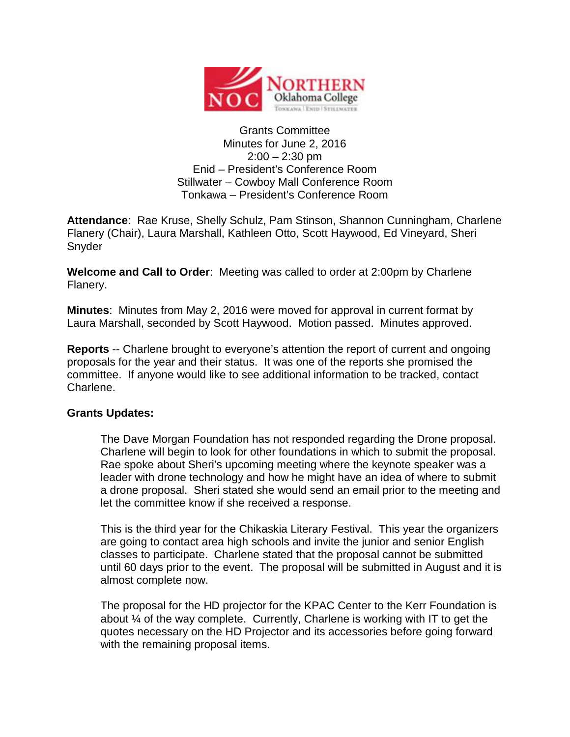Grants Committee
Minutes for June 2, 2016
2:00 – 2:30 pm
Enid – President's Conference Room
Stillwater – Cowboy Mall Conference Room
Tonkawa – President's Conference Room

**Attendance**: Rae Kruse, Shelly Schulz, Pam Stinson, Shannon Cunningham, Charlene Flanery (Chair), Laura Marshall, Kathleen Otto, Scott Haywood, Ed Vineyard, Sheri Snyder

**Welcome and Call to Order**: Meeting was called to order at 2:00pm by Charlene Flanery.

**Minutes**: Minutes from May 2, 2016 were moved for approval in current format by Laura Marshall, seconded by Scott Haywood. Motion passed. Minutes approved.

**Reports** -- Charlene brought to everyone's attention the report of current and ongoing proposals for the year and their status. It was one of the reports she promised the committee. If anyone would like to see additional information to be tracked, contact Charlene.

**Grants Updates:**

The Dave Morgan Foundation has not responded regarding the Drone proposal. Charlene will begin to look for other foundations in which to submit the proposal. Rae spoke about Sheri's upcoming meeting where the keynote speaker was a leader with drone technology and how he might have an idea of where to submit a drone proposal. Sheri stated she would send an email prior to the meeting and let the committee know if she received a response.

This is the third year for the Chikaskia Literary Festival. This year the organizers are going to contact area high schools and invite the junior and senior English classes to participate. Charlene stated that the proposal cannot be submitted until 60 days prior to the event. The proposal will be submitted in August and it is almost complete now.

The proposal for the HD projector for the KPAC Center to the Kerr Foundation is about ¼ of the way complete. Currently, Charlene is working with IT to get the quotes necessary on the HD Projector and its accessories before going forward with the remaining proposal items.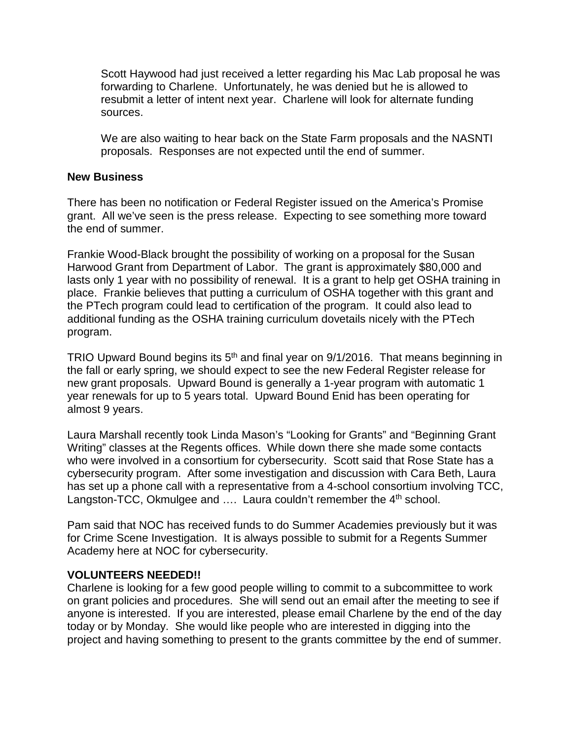Scott Haywood had just received a letter regarding his Mac Lab proposal he was forwarding to Charlene. Unfortunately, he was denied but he is allowed to resubmit a letter of intent next year. Charlene will look for alternate funding sources.

We are also waiting to hear back on the State Farm proposals and the NASNTI proposals. Responses are not expected until the end of summer.

**New Business**

There has been no notification or Federal Register issued on the America's Promise grant. All we've seen is the press release. Expecting to see something more toward the end of summer.

Frankie Wood-Black brought the possibility of working on a proposal for the Susan Harwood Grant from Department of Labor. The grant is approximately $80,000 and lasts only 1 year with no possibility of renewal. It is a grant to help get OSHA training in place. Frankie believes that putting a curriculum of OSHA together with this grant and the PTech program could lead to certification of the program. It could also lead to additional funding as the OSHA training curriculum dovetails nicely with the PTech program.

TRIO Upward Bound begins its 5th and final year on 9/1/2016. That means beginning in the fall or early spring, we should expect to see the new Federal Register release for new grant proposals. Upward Bound is generally a 1-year program with automatic 1 year renewals for up to 5 years total. Upward Bound Enid has been operating for almost 9 years.

Laura Marshall recently took Linda Mason's "Looking for Grants" and "Beginning Grant Writing" classes at the Regents offices. While down there she made some contacts who were involved in a consortium for cybersecurity. Scott said that Rose State has a cybersecurity program. After some investigation and discussion with Cara Beth, Laura has set up a phone call with a representative from a 4-school consortium involving TCC, Langston-TCC, Okmulgee and …. Laura couldn't remember the 4th school.

Pam said that NOC has received funds to do Summer Academies previously but it was for Crime Scene Investigation. It is always possible to submit for a Regents Summer Academy here at NOC for cybersecurity.

**VOLUNTEERS NEEDED!!**

Charlene is looking for a few good people willing to commit to a subcommittee to work on grant policies and procedures. She will send out an email after the meeting to see if anyone is interested. If you are interested, please email Charlene by the end of the day today or by Monday. She would like people who are interested in digging into the project and having something to present to the grants committee by the end of summer.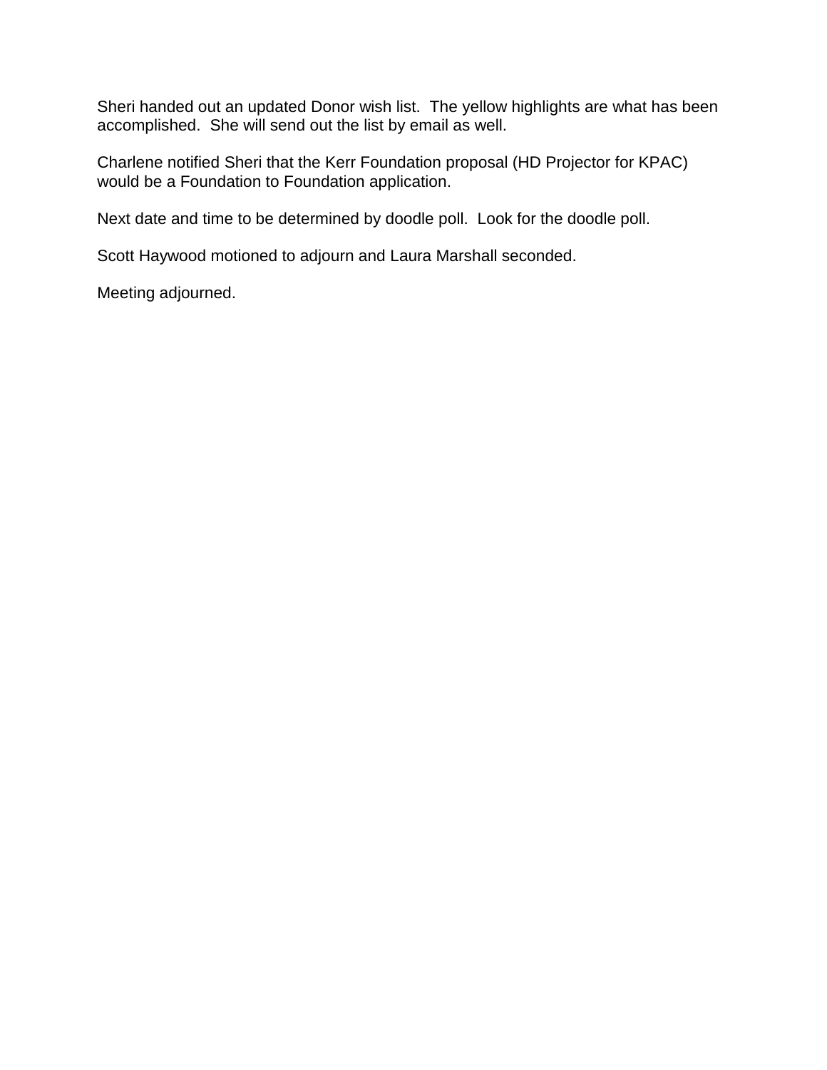Sheri handed out an updated Donor wish list. The yellow highlights are what has been accomplished. She will send out the list by email as well.

Charlene notified Sheri that the Kerr Foundation proposal (HD Projector for KPAC) would be a Foundation to Foundation application.

Next date and time to be determined by doodle poll. Look for the doodle poll.

Scott Haywood motioned to adjourn and Laura Marshall seconded.

Meeting adjourned.